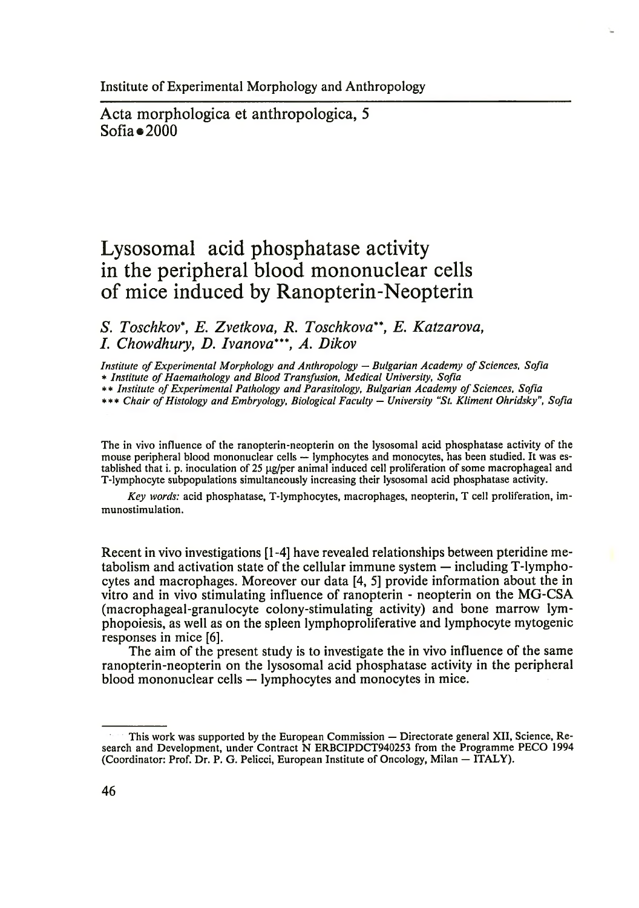Institute of Experimental Morphology and Anthropology

Acta morphologica et anthropologica, 5
Sofia • 2000

# Lysosomal acid phosphatase activity in the peripheral blood mononuclear cells of mice induced by Ranopterin-Neopterin

*S. Toschkov\*, E. Zvetkova, R. Toschkova\*\*, E. Katzarova, I. Chowdhury, D. Ivanova\*\*\*, A. Dikov*

*Institute of Experimental Morphology and Anthropology — Bulgarian Academy of Sciences, Sofia*
*\* Institute of Haemathology and Blood Transfusion, Medical University, Sofia*
*\*\* Institute of Experimental Pathology and Parasitology, Bulgarian Academy of Sciences, Sofia*
*\*\*\* Chair of Histology and Embryology, Biological Faculty — University "St. Kliment Ohridsky", Sofia*

The in vivo influence of the ranopterin-neopterin on the lysosomal acid phosphatase activity of the mouse peripheral blood mononuclear cells — lymphocytes and monocytes, has been studied. It was established that i. p. inoculation of 25 μg/per animal induced cell proliferation of some macrophageal and T-lymphocyte subpopulations simultaneously increasing their lysosomal acid phosphatase activity.

*Key words:* acid phosphatase, T-lymphocytes, macrophages, neopterin, T cell proliferation, immunostimulation.

Recent in vivo investigations [1-4] have revealed relationships between pteridine metabolism and activation state of the cellular immune system — including T-lymphocytes and macrophages. Moreover our data [4, 5] provide information about the in vitro and in vivo stimulating influence of ranopterin - neopterin on the MG-CSA (macrophageal-granulocyte colony-stimulating activity) and bone marrow lymphopoiesis, as well as on the spleen lymphoproliferative and lymphocyte mytogenic responses in mice [6].

The aim of the present study is to investigate the in vivo influence of the same ranopterin-neopterin on the lysosomal acid phosphatase activity in the peripheral blood mononuclear cells — lymphocytes and monocytes in mice.

This work was supported by the European Commission — Directorate general XII, Science, Research and Development, under Contract N ERBCIPDCT940253 from the Programme PECO 1994 (Coordinator: Prof. Dr. P. G. Pelicci, European Institute of Oncology, Milan — ITALY).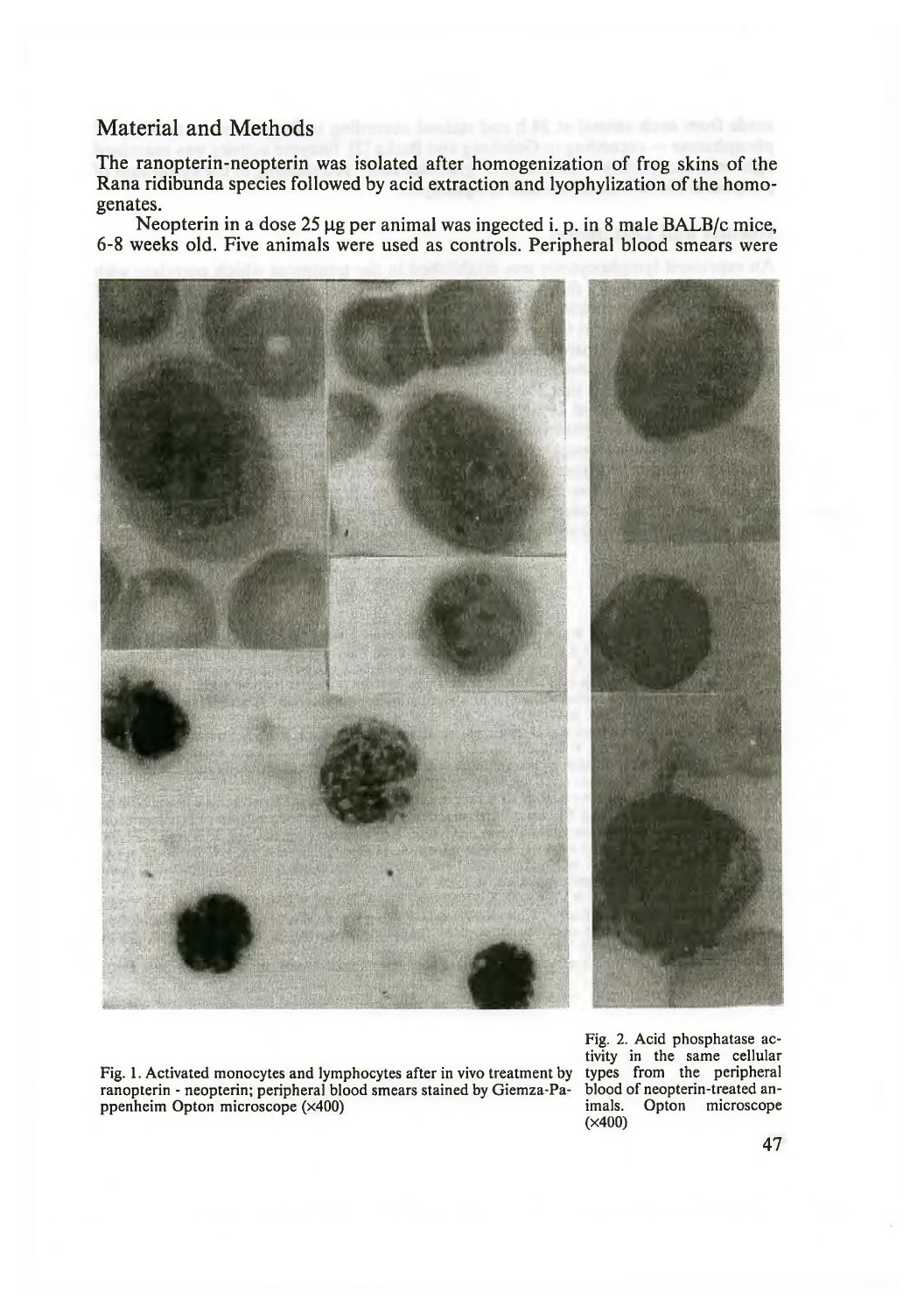## Material and Methods

The ranopterin-neopterin was isolated after homogenization of frog skins of the Rana ridibunda species followed by acid extraction and lyophylization of the homogenates.

Neopterin in a dose 25 μg per animal was ingected i. p. in 8 male BALB/c mice, 6-8 weeks old. Five animals were used as controls. Peripheral blood smears were

Fig. 1. Activated monocytes and lymphocytes after in vivo treatment by ranopterin - neopterin; peripheral blood smears stained by Giemza-Pappenheim Opton microscope (×400)

Fig. 2. Acid phosphatase activity in the same cellular types from the peripheral blood of neopterin-treated animals. Opton microscope (×400)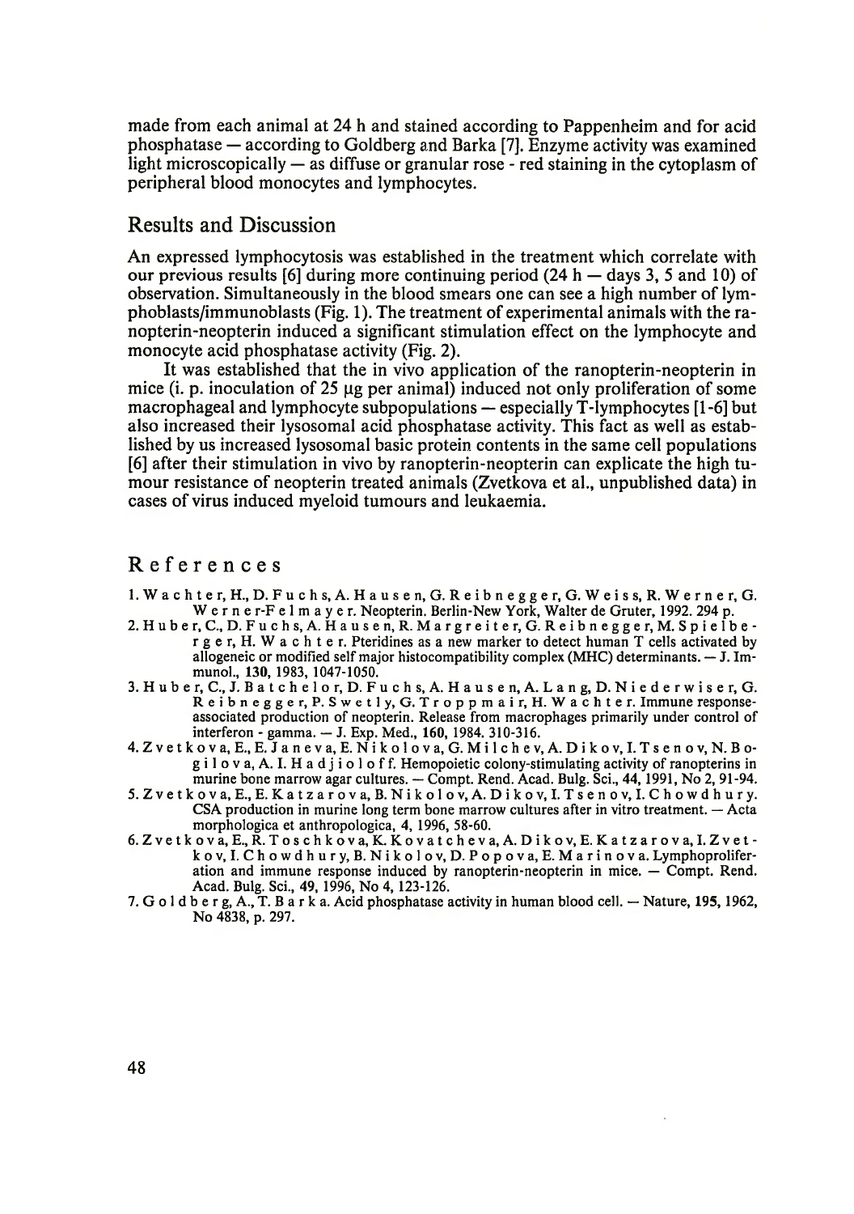made from each animal at 24 h and stained according to Pappenheim and for acid phosphatase — according to Goldberg and Barka [7]. Enzyme activity was examined light microscopically — as diffuse or granular rose - red staining in the cytoplasm of peripheral blood monocytes and lymphocytes.

## Results and Discussion

An expressed lymphocytosis was established in the treatment which correlate with our previous results [6] during more continuing period (24 h — days 3, 5 and 10) of observation. Simultaneously in the blood smears one can see a high number of lymphoblasts/immunoblasts (Fig. 1). The treatment of experimental animals with the ranopterin-neopterin induced a significant stimulation effect on the lymphocyte and monocyte acid phosphatase activity (Fig. 2).

It was established that the in vivo application of the ranopterin-neopterin in mice (i. p. inoculation of 25 μg per animal) induced not only proliferation of some macrophageal and lymphocyte subpopulations — especially T-lymphocytes [1-6] but also increased their lysosomal acid phosphatase activity. This fact as well as established by us increased lysosomal basic protein contents in the same cell populations [6] after their stimulation in vivo by ranopterin-neopterin can explicate the high tumour resistance of neopterin treated animals (Zvetkova et al., unpublished data) in cases of virus induced myeloid tumours and leukaemia.

## References

1. Wachter, H., D. Fuchs, A. Hausen, G. Reibnegger, G. Weiss, R. Werner, G. Werner-Felmayer. Neopterin. Berlin-New York, Walter de Gruter, 1992. 294 p.
2. Huber, C., D. Fuchs, A. Hausen, R. Margreiter, G. Reibnegger, M. Spielberger, H. Wachter. Pteridines as a new marker to detect human T cells activated by allogeneic or modified self major histocompatibility complex (MHC) determinants. — J. Immunol., **130**, 1983, 1047-1050.
3. Huber, C., J. Batchelor, D. Fuchs, A. Hausen, A. Lang, D. Niederwiser, G. Reibnegger, P. Swetly, G. Troppmair, H. Wachter. Immune response-associated production of neopterin. Release from macrophages primarily under control of interferon - gamma. — J. Exp. Med., **160**, 1984. 310-316.
4. Zvetkova, E., E. Janeva, E. Nikolova, G. Milchev, A. Dikov, I. Tsenov, N. Bogilova, A. I. Hadjioloff. Hemopoietic colony-stimulating activity of ranopterins in murine bone marrow agar cultures. — Compt. Rend. Acad. Bulg. Sci., 44, 1991, No 2, 91-94.
5. Zvetkova, E., E. Katzarova, B. Nikolov, A. Dikov, I. Tsenov, I. Chowdhury. CSA production in murine long term bone marrow cultures after in vitro treatment. — Acta morphologica et anthropologica, 4, 1996, 58-60.
6. Zvetkova, E., R. Toschkova, K. Kovatcheva, A. Dikov, E. Katzarova, I. Zvetkov, I. Chowdhury, B. Nikolov, D. Popova, E. Marinova. Lymphoproliferation and immune response induced by ranopterin-neopterin in mice. — Compt. Rend. Acad. Bulg. Sci., 49, 1996, No 4, 123-126.
7. Goldberg, A., T. Barka. Acid phosphatase activity in human blood cell. — Nature, **195**, 1962, No 4838, p. 297.